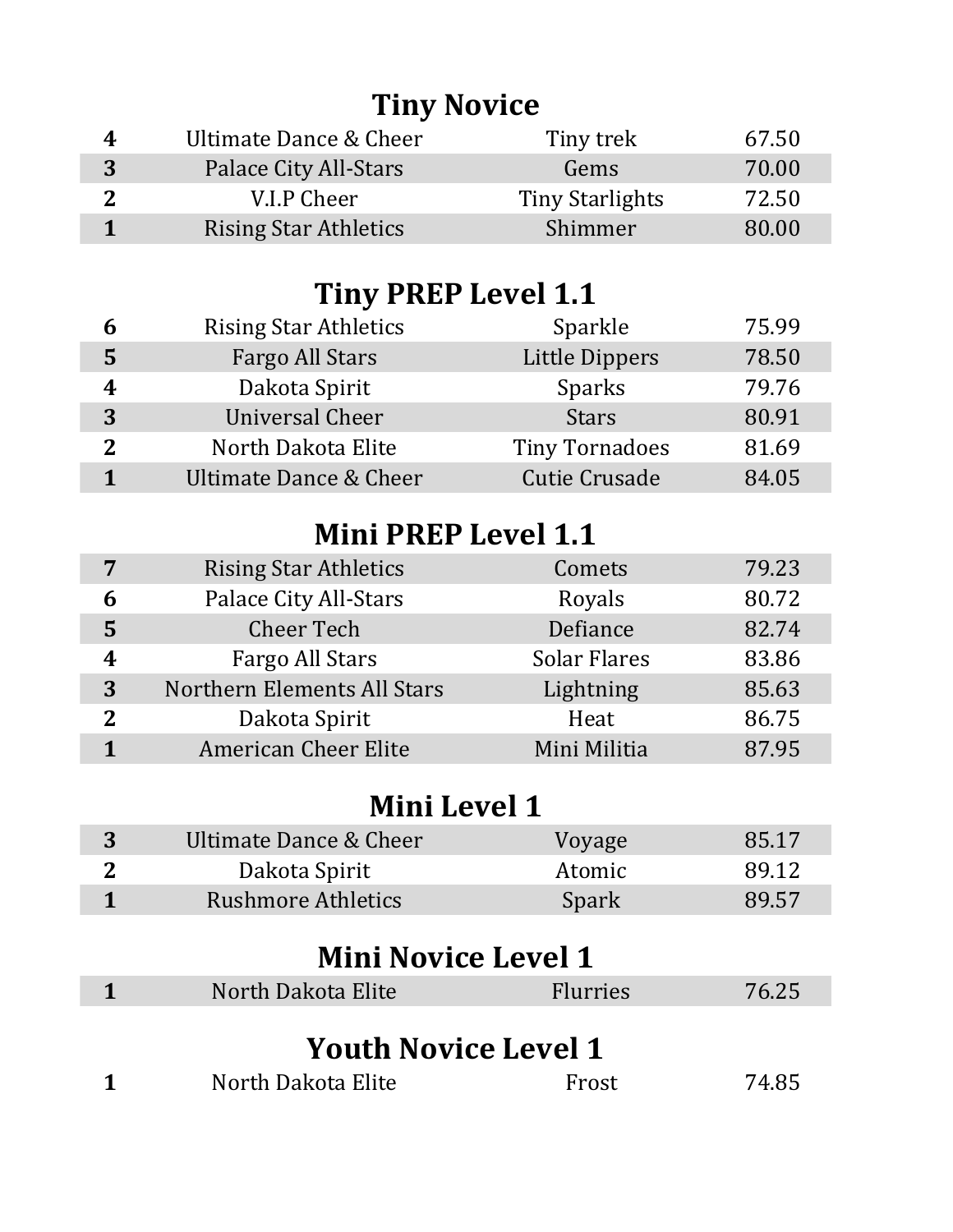## Tiny Novice

| | | | |
|---|---|---|---|
| 4 | Ultimate Dance & Cheer | Tiny trek | 67.50 |
| 3 | Palace City All-Stars | Gems | 70.00 |
| 2 | V.I.P Cheer | Tiny Starlights | 72.50 |
| 1 | Rising Star Athletics | Shimmer | 80.00 |

## Tiny PREP Level 1.1

| | | | |
|---|---|---|---|
| 6 | Rising Star Athletics | Sparkle | 75.99 |
| 5 | Fargo All Stars | Little Dippers | 78.50 |
| 4 | Dakota Spirit | Sparks | 79.76 |
| 3 | Universal Cheer | Stars | 80.91 |
| 2 | North Dakota Elite | Tiny Tornadoes | 81.69 |
| 1 | Ultimate Dance & Cheer | Cutie Crusade | 84.05 |

## Mini PREP Level 1.1

| | | | |
|---|---|---|---|
| 7 | Rising Star Athletics | Comets | 79.23 |
| 6 | Palace City All-Stars | Royals | 80.72 |
| 5 | Cheer Tech | Defiance | 82.74 |
| 4 | Fargo All Stars | Solar Flares | 83.86 |
| 3 | Northern Elements All Stars | Lightning | 85.63 |
| 2 | Dakota Spirit | Heat | 86.75 |
| 1 | American Cheer Elite | Mini Militia | 87.95 |

## Mini Level 1

| | | | |
|---|---|---|---|
| 3 | Ultimate Dance & Cheer | Voyage | 85.17 |
| 2 | Dakota Spirit | Atomic | 89.12 |
| 1 | Rushmore Athletics | Spark | 89.57 |

## Mini Novice Level 1

| | | | |
|---|---|---|---|
| 1 | North Dakota Elite | Flurries | 76.25 |

## Youth Novice Level 1

| | | | |
|---|---|---|---|
| 1 | North Dakota Elite | Frost | 74.85 |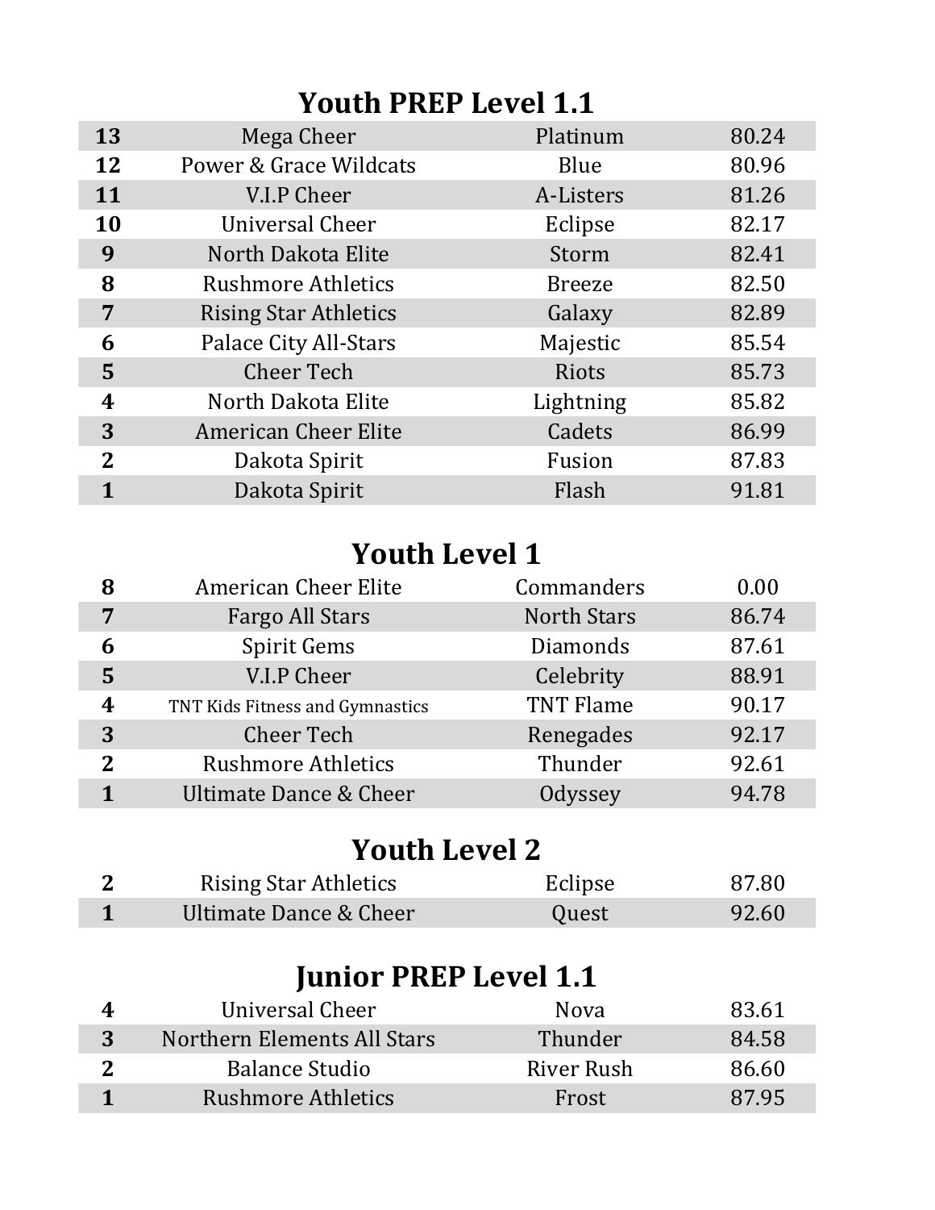## Youth PREP Level 1.1

| Place | Gym | Team | Score |
|---|---|---|---|
| 13 | Mega Cheer | Platinum | 80.24 |
| 12 | Power & Grace Wildcats | Blue | 80.96 |
| 11 | V.I.P Cheer | A-Listers | 81.26 |
| 10 | Universal Cheer | Eclipse | 82.17 |
| 9 | North Dakota Elite | Storm | 82.41 |
| 8 | Rushmore Athletics | Breeze | 82.50 |
| 7 | Rising Star Athletics | Galaxy | 82.89 |
| 6 | Palace City All-Stars | Majestic | 85.54 |
| 5 | Cheer Tech | Riots | 85.73 |
| 4 | North Dakota Elite | Lightning | 85.82 |
| 3 | American Cheer Elite | Cadets | 86.99 |
| 2 | Dakota Spirit | Fusion | 87.83 |
| 1 | Dakota Spirit | Flash | 91.81 |

## Youth Level 1

| Place | Gym | Team | Score |
|---|---|---|---|
| 8 | American Cheer Elite | Commanders | 0.00 |
| 7 | Fargo All Stars | North Stars | 86.74 |
| 6 | Spirit Gems | Diamonds | 87.61 |
| 5 | V.I.P Cheer | Celebrity | 88.91 |
| 4 | TNT Kids Fitness and Gymnastics | TNT Flame | 90.17 |
| 3 | Cheer Tech | Renegades | 92.17 |
| 2 | Rushmore Athletics | Thunder | 92.61 |
| 1 | Ultimate Dance & Cheer | Odyssey | 94.78 |

## Youth Level 2

| Place | Gym | Team | Score |
|---|---|---|---|
| 2 | Rising Star Athletics | Eclipse | 87.80 |
| 1 | Ultimate Dance & Cheer | Quest | 92.60 |

## Junior PREP Level 1.1

| Place | Gym | Team | Score |
|---|---|---|---|
| 4 | Universal Cheer | Nova | 83.61 |
| 3 | Northern Elements All Stars | Thunder | 84.58 |
| 2 | Balance Studio | River Rush | 86.60 |
| 1 | Rushmore Athletics | Frost | 87.95 |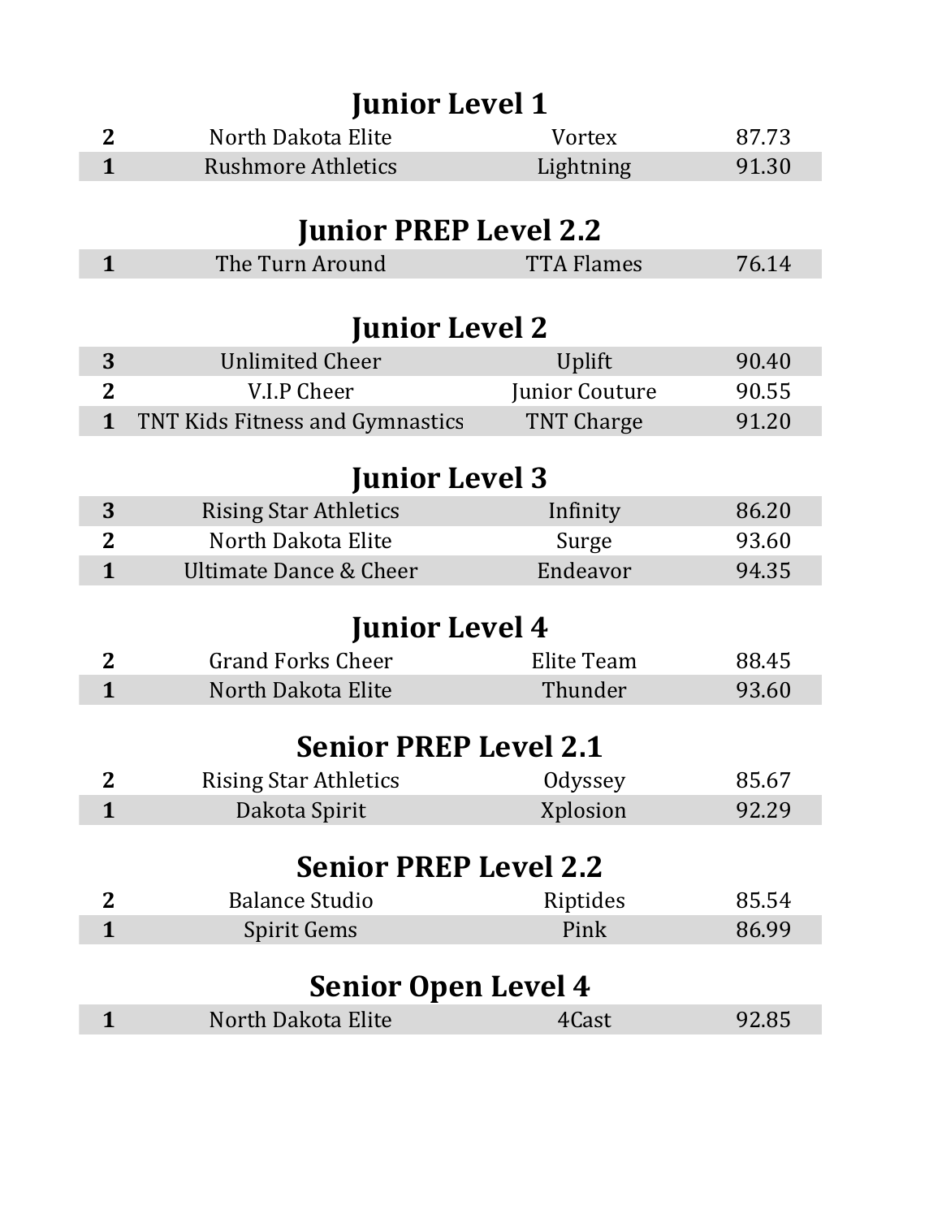## Junior Level 1

| | | | |
|---|---|---|---|
| **2** | North Dakota Elite | Vortex | 87.73 |
| **1** | Rushmore Athletics | Lightning | 91.30 |

## Junior PREP Level 2.2

| | | | |
|---|---|---|---|
| **1** | The Turn Around | TTA Flames | 76.14 |

## Junior Level 2

| | | | |
|---|---|---|---|
| **3** | Unlimited Cheer | Uplift | 90.40 |
| **2** | V.I.P Cheer | Junior Couture | 90.55 |
| **1** | TNT Kids Fitness and Gymnastics | TNT Charge | 91.20 |

## Junior Level 3

| | | | |
|---|---|---|---|
| **3** | Rising Star Athletics | Infinity | 86.20 |
| **2** | North Dakota Elite | Surge | 93.60 |
| **1** | Ultimate Dance & Cheer | Endeavor | 94.35 |

## Junior Level 4

| | | | |
|---|---|---|---|
| **2** | Grand Forks Cheer | Elite Team | 88.45 |
| **1** | North Dakota Elite | Thunder | 93.60 |

## Senior PREP Level 2.1

| | | | |
|---|---|---|---|
| **2** | Rising Star Athletics | Odyssey | 85.67 |
| **1** | Dakota Spirit | Xplosion | 92.29 |

## Senior PREP Level 2.2

| | | | |
|---|---|---|---|
| **2** | Balance Studio | Riptides | 85.54 |
| **1** | Spirit Gems | Pink | 86.99 |

## Senior Open Level 4

| | | | |
|---|---|---|---|
| **1** | North Dakota Elite | 4Cast | 92.85 |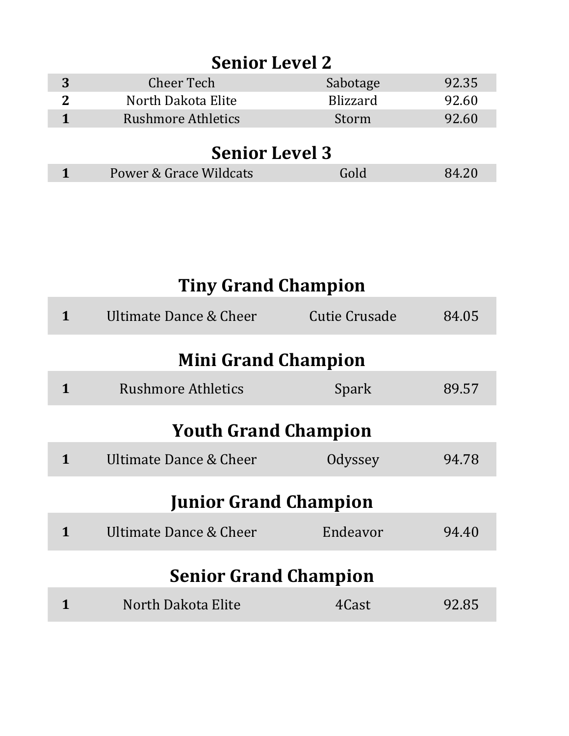## Senior Level 2

| | | | |
|---|---|---|---|
| **3** | Cheer Tech | Sabotage | 92.35 |
| **2** | North Dakota Elite | Blizzard | 92.60 |
| **1** | Rushmore Athletics | Storm | 92.60 |

## Senior Level 3

| | | | |
|---|---|---|---|
| **1** | Power & Grace Wildcats | Gold | 84.20 |

## Tiny Grand Champion

| | | | |
|---|---|---|---|
| **1** | Ultimate Dance & Cheer | Cutie Crusade | 84.05 |

## Mini Grand Champion

| | | | |
|---|---|---|---|
| **1** | Rushmore Athletics | Spark | 89.57 |

## Youth Grand Champion

| | | | |
|---|---|---|---|
| **1** | Ultimate Dance & Cheer | Odyssey | 94.78 |

## Junior Grand Champion

| | | | |
|---|---|---|---|
| **1** | Ultimate Dance & Cheer | Endeavor | 94.40 |

## Senior Grand Champion

| | | | |
|---|---|---|---|
| **1** | North Dakota Elite | 4Cast | 92.85 |